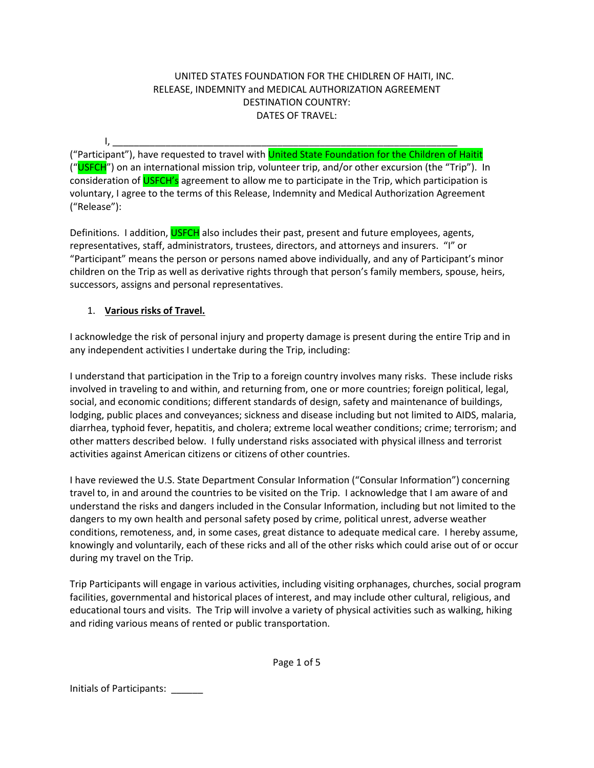UNITED STATES FOUNDATION FOR THE CHIDLREN OF HAITI, INC.
RELEASE, INDEMNITY and MEDICAL AUTHORIZATION AGREEMENT
DESTINATION COUNTRY:
DATES OF TRAVEL:

I, ____________________________________________________________________ ("Participant"), have requested to travel with United State Foundation for the Children of Haitit ("USFCH") on an international mission trip, volunteer trip, and/or other excursion (the "Trip"). In consideration of USFCH's agreement to allow me to participate in the Trip, which participation is voluntary, I agree to the terms of this Release, Indemnity and Medical Authorization Agreement ("Release"):

Definitions. I addition, USFCH also includes their past, present and future employees, agents, representatives, staff, administrators, trustees, directors, and attorneys and insurers. "I" or "Participant" means the person or persons named above individually, and any of Participant's minor children on the Trip as well as derivative rights through that person's family members, spouse, heirs, successors, assigns and personal representatives.

1. **Various risks of Travel.**

I acknowledge the risk of personal injury and property damage is present during the entire Trip and in any independent activities I undertake during the Trip, including:

I understand that participation in the Trip to a foreign country involves many risks. These include risks involved in traveling to and within, and returning from, one or more countries; foreign political, legal, social, and economic conditions; different standards of design, safety and maintenance of buildings, lodging, public places and conveyances; sickness and disease including but not limited to AIDS, malaria, diarrhea, typhoid fever, hepatitis, and cholera; extreme local weather conditions; crime; terrorism; and other matters described below. I fully understand risks associated with physical illness and terrorist activities against American citizens or citizens of other countries.

I have reviewed the U.S. State Department Consular Information ("Consular Information") concerning travel to, in and around the countries to be visited on the Trip. I acknowledge that I am aware of and understand the risks and dangers included in the Consular Information, including but not limited to the dangers to my own health and personal safety posed by crime, political unrest, adverse weather conditions, remoteness, and, in some cases, great distance to adequate medical care. I hereby assume, knowingly and voluntarily, each of these ricks and all of the other risks which could arise out of or occur during my travel on the Trip.

Trip Participants will engage in various activities, including visiting orphanages, churches, social program facilities, governmental and historical places of interest, and may include other cultural, religious, and educational tours and visits. The Trip will involve a variety of physical activities such as walking, hiking and riding various means of rented or public transportation.

Initials of Participants: ______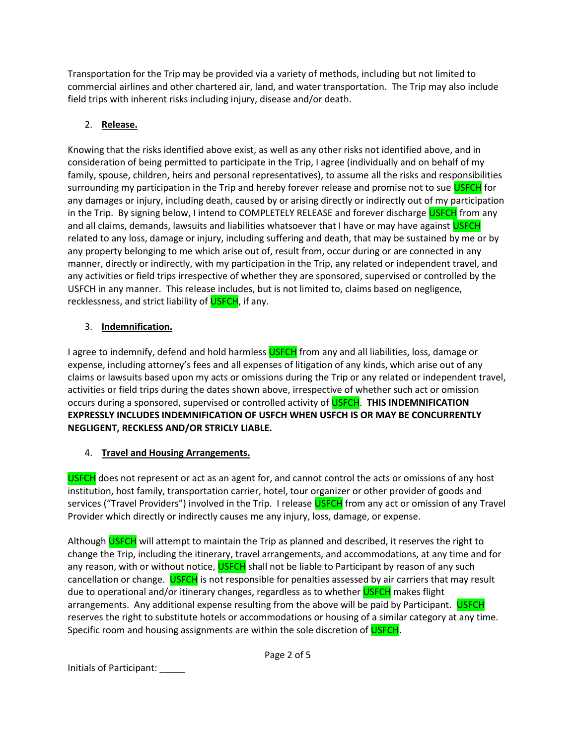Transportation for the Trip may be provided via a variety of methods, including but not limited to commercial airlines and other chartered air, land, and water transportation. The Trip may also include field trips with inherent risks including injury, disease and/or death.

2. **Release.**

Knowing that the risks identified above exist, as well as any other risks not identified above, and in consideration of being permitted to participate in the Trip, I agree (individually and on behalf of my family, spouse, children, heirs and personal representatives), to assume all the risks and responsibilities surrounding my participation in the Trip and hereby forever release and promise not to sue USFCH for any damages or injury, including death, caused by or arising directly or indirectly out of my participation in the Trip. By signing below, I intend to COMPLETELY RELEASE and forever discharge USFCH from any and all claims, demands, lawsuits and liabilities whatsoever that I have or may have against USFCH related to any loss, damage or injury, including suffering and death, that may be sustained by me or by any property belonging to me which arise out of, result from, occur during or are connected in any manner, directly or indirectly, with my participation in the Trip, any related or independent travel, and any activities or field trips irrespective of whether they are sponsored, supervised or controlled by the USFCH in any manner. This release includes, but is not limited to, claims based on negligence, recklessness, and strict liability of USFCH, if any.

3. **Indemnification.**

I agree to indemnify, defend and hold harmless USFCH from any and all liabilities, loss, damage or expense, including attorney's fees and all expenses of litigation of any kinds, which arise out of any claims or lawsuits based upon my acts or omissions during the Trip or any related or independent travel, activities or field trips during the dates shown above, irrespective of whether such act or omission occurs during a sponsored, supervised or controlled activity of USFCH. **THIS INDEMNIFICATION EXPRESSLY INCLUDES INDEMNIFICATION OF USFCH WHEN USFCH IS OR MAY BE CONCURRENTLY NEGLIGENT, RECKLESS AND/OR STRICLY LIABLE.**

4. **Travel and Housing Arrangements.**

USFCH does not represent or act as an agent for, and cannot control the acts or omissions of any host institution, host family, transportation carrier, hotel, tour organizer or other provider of goods and services ("Travel Providers") involved in the Trip. I release USFCH from any act or omission of any Travel Provider which directly or indirectly causes me any injury, loss, damage, or expense.

Although USFCH will attempt to maintain the Trip as planned and described, it reserves the right to change the Trip, including the itinerary, travel arrangements, and accommodations, at any time and for any reason, with or without notice, USFCH shall not be liable to Participant by reason of any such cancellation or change. USFCH is not responsible for penalties assessed by air carriers that may result due to operational and/or itinerary changes, regardless as to whether USFCH makes flight arrangements. Any additional expense resulting from the above will be paid by Participant. USFCH reserves the right to substitute hotels or accommodations or housing of a similar category at any time. Specific room and housing assignments are within the sole discretion of USFCH.

Initials of Participant: _____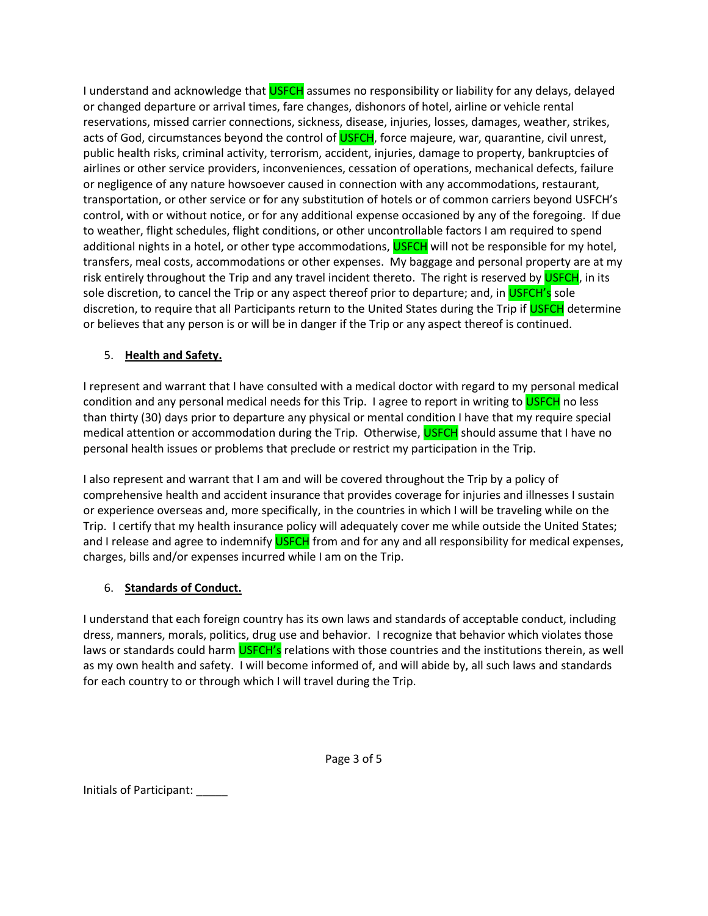I understand and acknowledge that USFCH assumes no responsibility or liability for any delays, delayed or changed departure or arrival times, fare changes, dishonors of hotel, airline or vehicle rental reservations, missed carrier connections, sickness, disease, injuries, losses, damages, weather, strikes, acts of God, circumstances beyond the control of USFCH, force majeure, war, quarantine, civil unrest, public health risks, criminal activity, terrorism, accident, injuries, damage to property, bankruptcies of airlines or other service providers, inconveniences, cessation of operations, mechanical defects, failure or negligence of any nature howsoever caused in connection with any accommodations, restaurant, transportation, or other service or for any substitution of hotels or of common carriers beyond USFCH's control, with or without notice, or for any additional expense occasioned by any of the foregoing. If due to weather, flight schedules, flight conditions, or other uncontrollable factors I am required to spend additional nights in a hotel, or other type accommodations, USFCH will not be responsible for my hotel, transfers, meal costs, accommodations or other expenses. My baggage and personal property are at my risk entirely throughout the Trip and any travel incident thereto. The right is reserved by USFCH, in its sole discretion, to cancel the Trip or any aspect thereof prior to departure; and, in USFCH's sole discretion, to require that all Participants return to the United States during the Trip if USFCH determine or believes that any person is or will be in danger if the Trip or any aspect thereof is continued.

5. **Health and Safety.**

I represent and warrant that I have consulted with a medical doctor with regard to my personal medical condition and any personal medical needs for this Trip. I agree to report in writing to USFCH no less than thirty (30) days prior to departure any physical or mental condition I have that my require special medical attention or accommodation during the Trip. Otherwise, USFCH should assume that I have no personal health issues or problems that preclude or restrict my participation in the Trip.

I also represent and warrant that I am and will be covered throughout the Trip by a policy of comprehensive health and accident insurance that provides coverage for injuries and illnesses I sustain or experience overseas and, more specifically, in the countries in which I will be traveling while on the Trip. I certify that my health insurance policy will adequately cover me while outside the United States; and I release and agree to indemnify USFCH from and for any and all responsibility for medical expenses, charges, bills and/or expenses incurred while I am on the Trip.

6. **Standards of Conduct.**

I understand that each foreign country has its own laws and standards of acceptable conduct, including dress, manners, morals, politics, drug use and behavior. I recognize that behavior which violates those laws or standards could harm USFCH's relations with those countries and the institutions therein, as well as my own health and safety. I will become informed of, and will abide by, all such laws and standards for each country to or through which I will travel during the Trip.

Initials of Participant: _____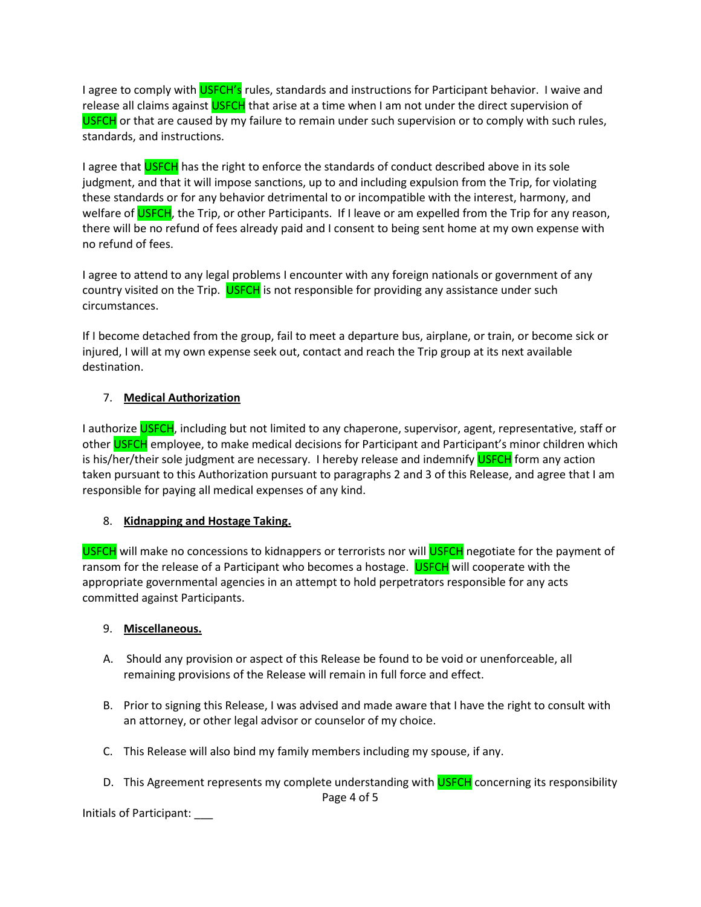I agree to comply with USFCH's rules, standards and instructions for Participant behavior. I waive and release all claims against USFCH that arise at a time when I am not under the direct supervision of USFCH or that are caused by my failure to remain under such supervision or to comply with such rules, standards, and instructions.

I agree that USFCH has the right to enforce the standards of conduct described above in its sole judgment, and that it will impose sanctions, up to and including expulsion from the Trip, for violating these standards or for any behavior detrimental to or incompatible with the interest, harmony, and welfare of USFCH, the Trip, or other Participants. If I leave or am expelled from the Trip for any reason, there will be no refund of fees already paid and I consent to being sent home at my own expense with no refund of fees.

I agree to attend to any legal problems I encounter with any foreign nationals or government of any country visited on the Trip. USFCH is not responsible for providing any assistance under such circumstances.

If I become detached from the group, fail to meet a departure bus, airplane, or train, or become sick or injured, I will at my own expense seek out, contact and reach the Trip group at its next available destination.

7. **Medical Authorization**

I authorize USFCH, including but not limited to any chaperone, supervisor, agent, representative, staff or other USFCH employee, to make medical decisions for Participant and Participant's minor children which is his/her/their sole judgment are necessary. I hereby release and indemnify USFCH form any action taken pursuant to this Authorization pursuant to paragraphs 2 and 3 of this Release, and agree that I am responsible for paying all medical expenses of any kind.

8. **Kidnapping and Hostage Taking.**

USFCH will make no concessions to kidnappers or terrorists nor will USFCH negotiate for the payment of ransom for the release of a Participant who becomes a hostage. USFCH will cooperate with the appropriate governmental agencies in an attempt to hold perpetrators responsible for any acts committed against Participants.

9. **Miscellaneous.**

A. Should any provision or aspect of this Release be found to be void or unenforceable, all remaining provisions of the Release will remain in full force and effect.

B. Prior to signing this Release, I was advised and made aware that I have the right to consult with an attorney, or other legal advisor or counselor of my choice.

C. This Release will also bind my family members including my spouse, if any.

D. This Agreement represents my complete understanding with USFCH concerning its responsibility

Initials of Participant: ___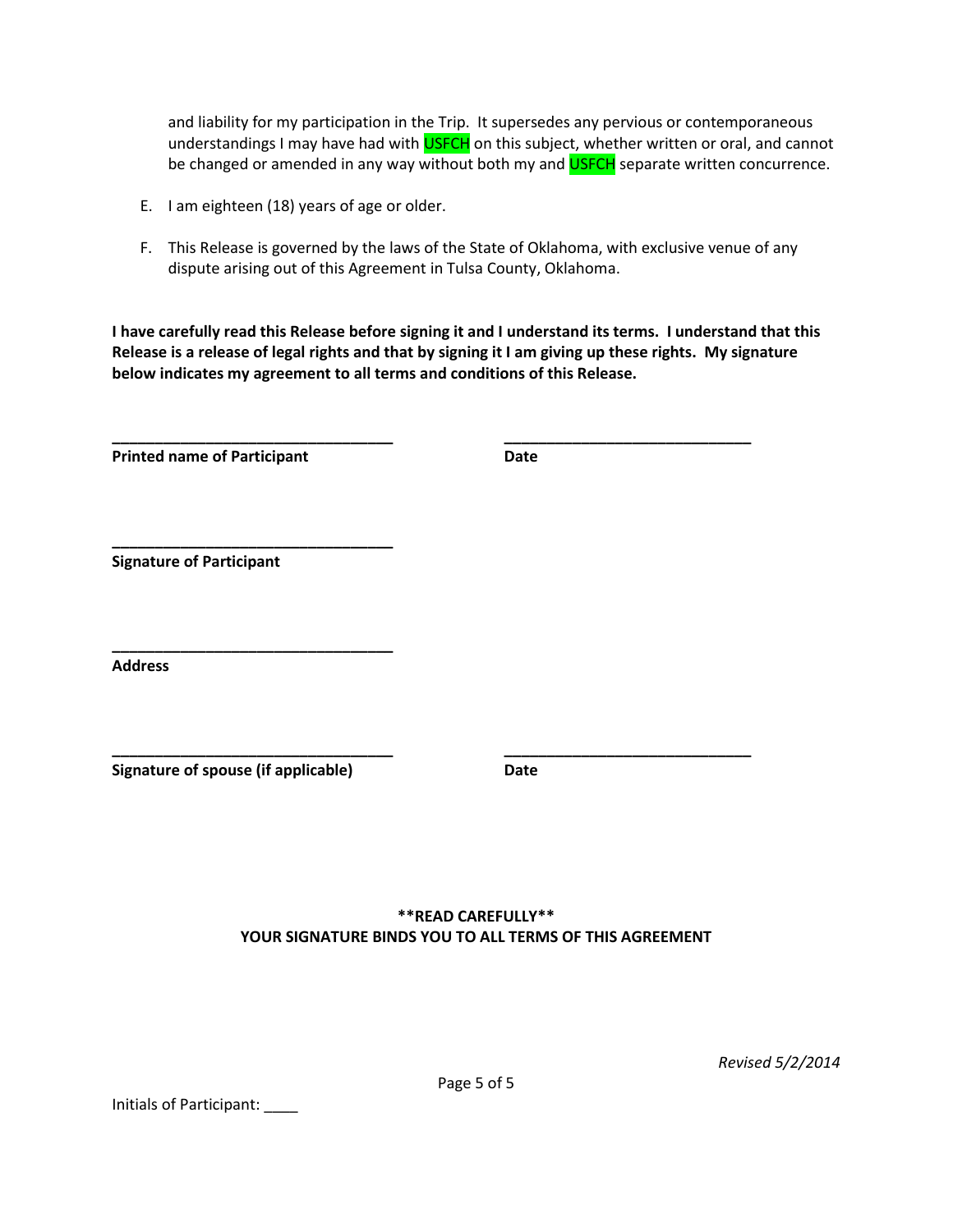and liability for my participation in the Trip. It supersedes any pervious or contemporaneous understandings I may have had with USFCH on this subject, whether written or oral, and cannot be changed or amended in any way without both my and USFCH separate written concurrence.

E. I am eighteen (18) years of age or older.

F. This Release is governed by the laws of the State of Oklahoma, with exclusive venue of any dispute arising out of this Agreement in Tulsa County, Oklahoma.

**I have carefully read this Release before signing it and I understand its terms. I understand that this Release is a release of legal rights and that by signing it I am giving up these rights. My signature below indicates my agreement to all terms and conditions of this Release.**

\_\_\_\_\_\_\_\_\_\_\_\_\_\_\_\_\_\_\_\_\_\_\_\_\_\_\_\_\_\_\_\_ \_\_\_\_\_\_\_\_\_\_\_\_\_\_\_\_\_\_\_\_\_\_\_\_\_\_\_\_
**Printed name of Participant** **Date**

\_\_\_\_\_\_\_\_\_\_\_\_\_\_\_\_\_\_\_\_\_\_\_\_\_\_\_\_\_\_\_\_
**Signature of Participant**

\_\_\_\_\_\_\_\_\_\_\_\_\_\_\_\_\_\_\_\_\_\_\_\_\_\_\_\_\_\_\_\_
**Address**

\_\_\_\_\_\_\_\_\_\_\_\_\_\_\_\_\_\_\_\_\_\_\_\_\_\_\_\_\_\_\_\_ \_\_\_\_\_\_\_\_\_\_\_\_\_\_\_\_\_\_\_\_\_\_\_\_\_\_\_\_
**Signature of spouse (if applicable)** **Date**

**\*\*READ CAREFULLY\*\***
**YOUR SIGNATURE BINDS YOU TO ALL TERMS OF THIS AGREEMENT**

*Revised 5/2/2014*

Initials of Participant: \_\_\_\_